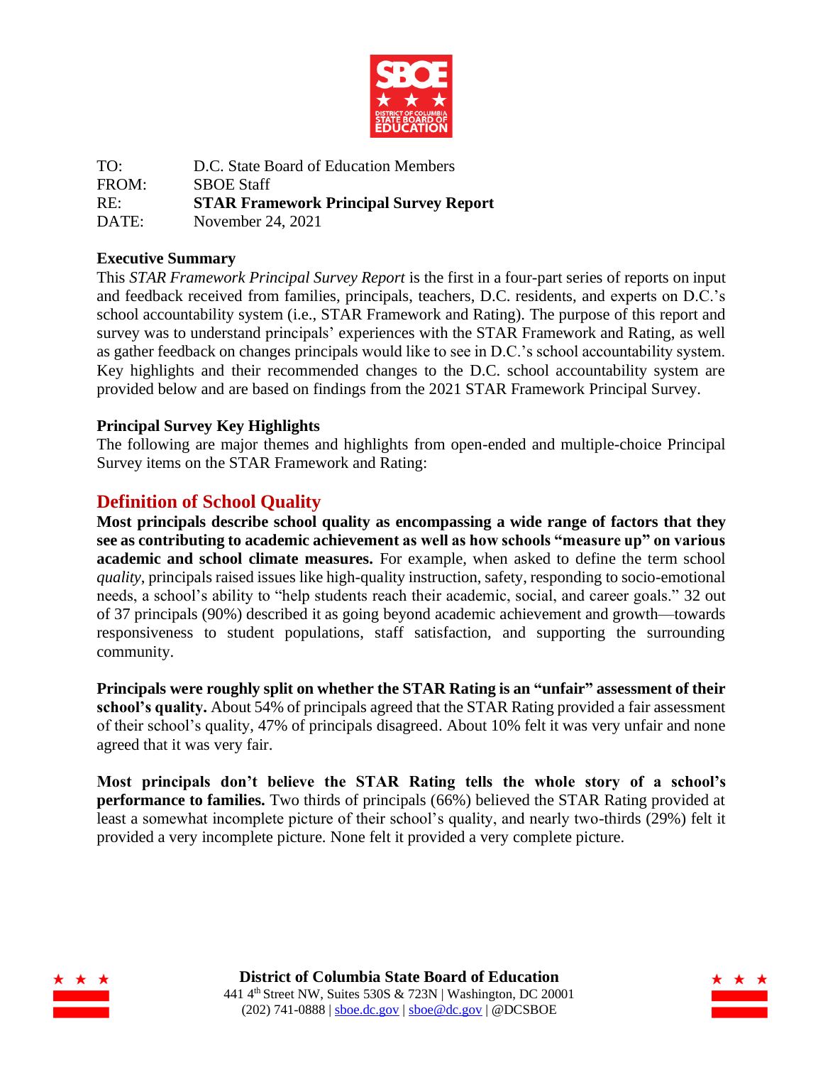TO: D.C. State Board of Education Members
FROM: SBOE Staff
RE: **STAR Framework Principal Survey Report**
DATE: November 24, 2021

**Executive Summary**

This *STAR Framework Principal Survey Report* is the first in a four-part series of reports on input and feedback received from families, principals, teachers, D.C. residents, and experts on D.C.'s school accountability system (i.e., STAR Framework and Rating). The purpose of this report and survey was to understand principals' experiences with the STAR Framework and Rating, as well as gather feedback on changes principals would like to see in D.C.'s school accountability system. Key highlights and their recommended changes to the D.C. school accountability system are provided below and are based on findings from the 2021 STAR Framework Principal Survey.

**Principal Survey Key Highlights**

The following are major themes and highlights from open-ended and multiple-choice Principal Survey items on the STAR Framework and Rating:

## Definition of School Quality

**Most principals describe school quality as encompassing a wide range of factors that they see as contributing to academic achievement as well as how schools "measure up" on various academic and school climate measures.** For example, when asked to define the term school *quality*, principals raised issues like high-quality instruction, safety, responding to socio-emotional needs, a school's ability to "help students reach their academic, social, and career goals." 32 out of 37 principals (90%) described it as going beyond academic achievement and growth—towards responsiveness to student populations, staff satisfaction, and supporting the surrounding community.

**Principals were roughly split on whether the STAR Rating is an "unfair" assessment of their school's quality.** About 54% of principals agreed that the STAR Rating provided a fair assessment of their school's quality, 47% of principals disagreed. About 10% felt it was very unfair and none agreed that it was very fair.

**Most principals don't believe the STAR Rating tells the whole story of a school's performance to families.** Two thirds of principals (66%) believed the STAR Rating provided at least a somewhat incomplete picture of their school's quality, and nearly two-thirds (29%) felt it provided a very incomplete picture. None felt it provided a very complete picture.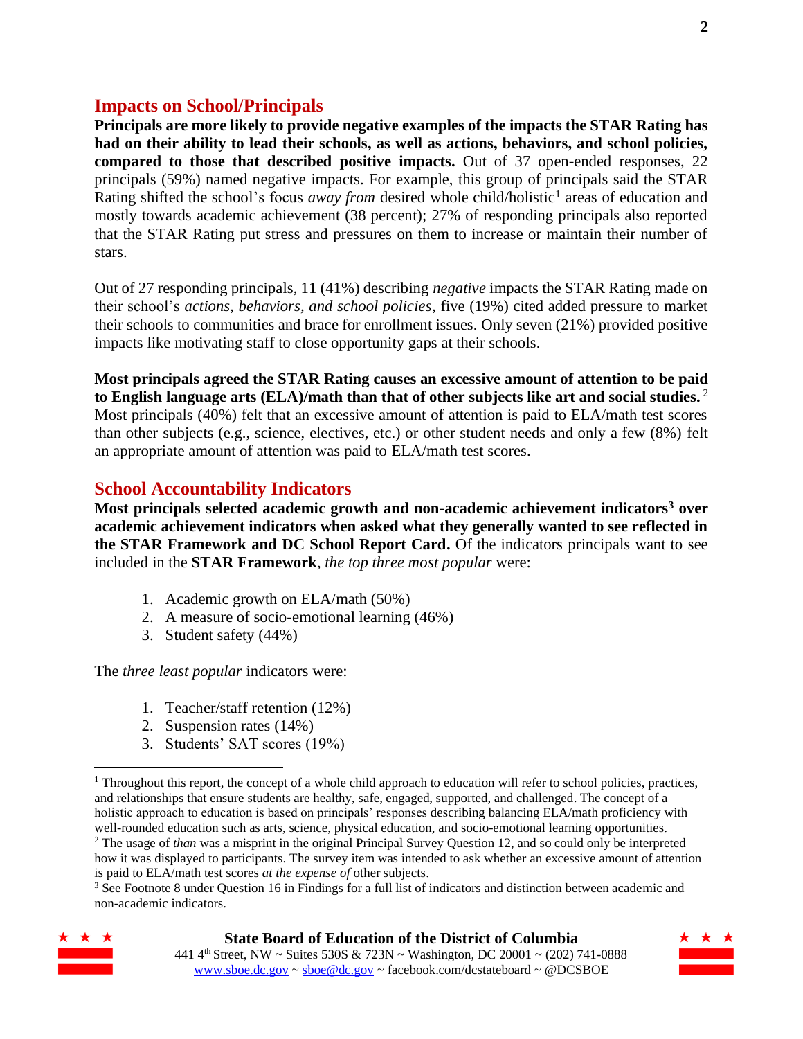## Impacts on School/Principals

**Principals are more likely to provide negative examples of the impacts the STAR Rating has had on their ability to lead their schools, as well as actions, behaviors, and school policies, compared to those that described positive impacts.** Out of 37 open-ended responses, 22 principals (59%) named negative impacts. For example, this group of principals said the STAR Rating shifted the school's focus *away from* desired whole child/holistic[1] areas of education and mostly towards academic achievement (38 percent); 27% of responding principals also reported that the STAR Rating put stress and pressures on them to increase or maintain their number of stars.

Out of 27 responding principals, 11 (41%) describing *negative* impacts the STAR Rating made on their school's *actions, behaviors, and school policies*, five (19%) cited added pressure to market their schools to communities and brace for enrollment issues. Only seven (21%) provided positive impacts like motivating staff to close opportunity gaps at their schools.

**Most principals agreed the STAR Rating causes an excessive amount of attention to be paid to English language arts (ELA)/math than that of other subjects like art and social studies.** [2] Most principals (40%) felt that an excessive amount of attention is paid to ELA/math test scores than other subjects (e.g., science, electives, etc.) or other student needs and only a few (8%) felt an appropriate amount of attention was paid to ELA/math test scores.

## School Accountability Indicators

**Most principals selected academic growth and non-academic achievement indicators[3] over academic achievement indicators when asked what they generally wanted to see reflected in the STAR Framework and DC School Report Card.** Of the indicators principals want to see included in the **STAR Framework**, *the top three most popular* were:

1. Academic growth on ELA/math (50%)
2. A measure of socio-emotional learning (46%)
3. Student safety (44%)

The *three least popular* indicators were:

1. Teacher/staff retention (12%)
2. Suspension rates (14%)
3. Students' SAT scores (19%)

---

[1] Throughout this report, the concept of a whole child approach to education will refer to school policies, practices, and relationships that ensure students are healthy, safe, engaged, supported, and challenged. The concept of a holistic approach to education is based on principals' responses describing balancing ELA/math proficiency with well-rounded education such as arts, science, physical education, and socio-emotional learning opportunities.

[2] The usage of *than* was a misprint in the original Principal Survey Question 12, and so could only be interpreted how it was displayed to participants. The survey item was intended to ask whether an excessive amount of attention is paid to ELA/math test scores *at the expense of* other subjects.

[3] See Footnote 8 under Question 16 in Findings for a full list of indicators and distinction between academic and non-academic indicators.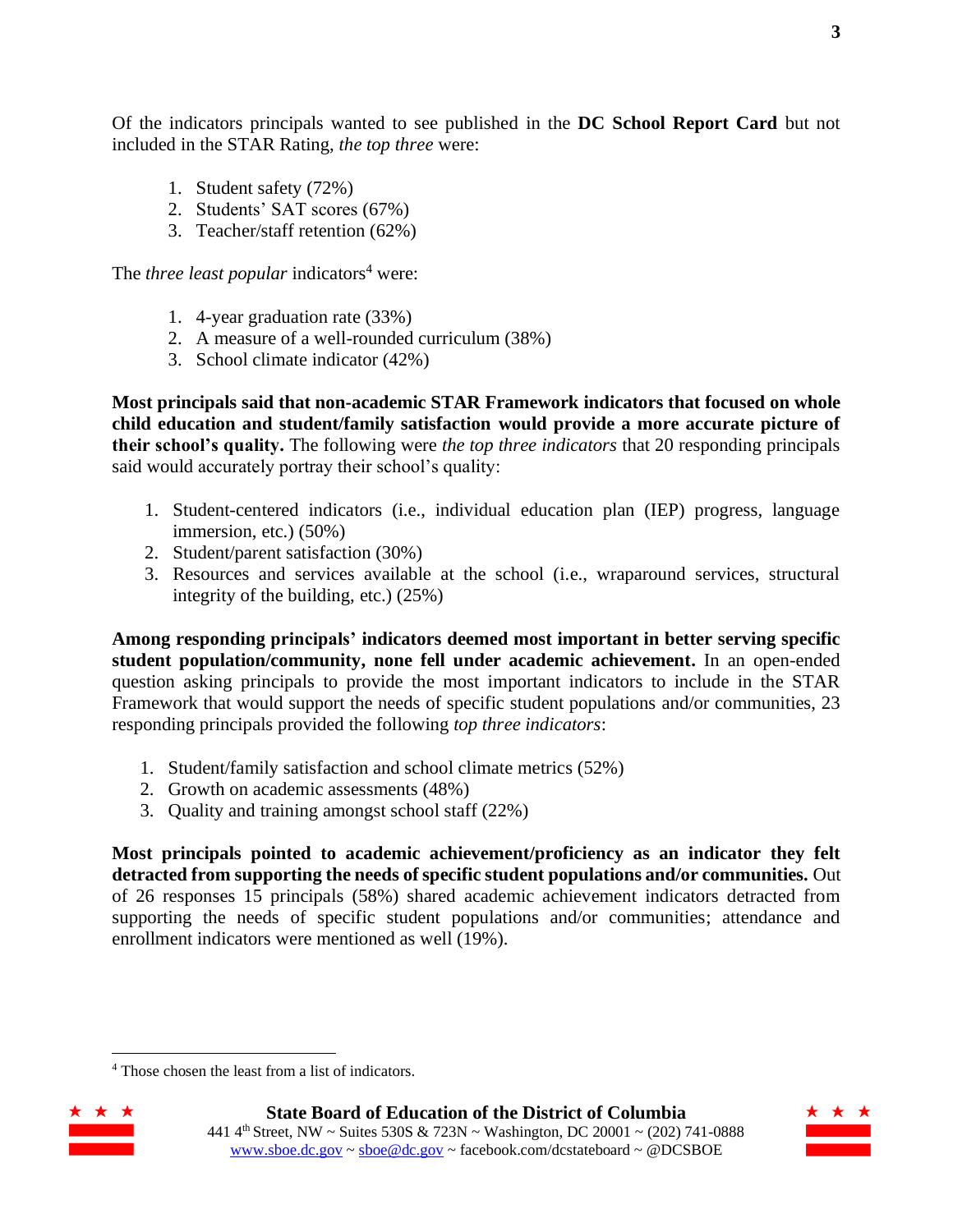Of the indicators principals wanted to see published in the **DC School Report Card** but not included in the STAR Rating, *the top three* were:

1. Student safety (72%)
2. Students' SAT scores (67%)
3. Teacher/staff retention (62%)

The *three least popular* indicators[4] were:

1. 4-year graduation rate (33%)
2. A measure of a well-rounded curriculum (38%)
3. School climate indicator (42%)

**Most principals said that non-academic STAR Framework indicators that focused on whole child education and student/family satisfaction would provide a more accurate picture of their school's quality.** The following were *the top three indicators* that 20 responding principals said would accurately portray their school's quality:

1. Student-centered indicators (i.e., individual education plan (IEP) progress, language immersion, etc.) (50%)
2. Student/parent satisfaction (30%)
3. Resources and services available at the school (i.e., wraparound services, structural integrity of the building, etc.) (25%)

**Among responding principals' indicators deemed most important in better serving specific student population/community, none fell under academic achievement.** In an open-ended question asking principals to provide the most important indicators to include in the STAR Framework that would support the needs of specific student populations and/or communities, 23 responding principals provided the following *top three indicators*:

1. Student/family satisfaction and school climate metrics (52%)
2. Growth on academic assessments (48%)
3. Quality and training amongst school staff (22%)

**Most principals pointed to academic achievement/proficiency as an indicator they felt detracted from supporting the needs of specific student populations and/or communities.** Out of 26 responses 15 principals (58%) shared academic achievement indicators detracted from supporting the needs of specific student populations and/or communities; attendance and enrollment indicators were mentioned as well (19%).

[4] Those chosen the least from a list of indicators.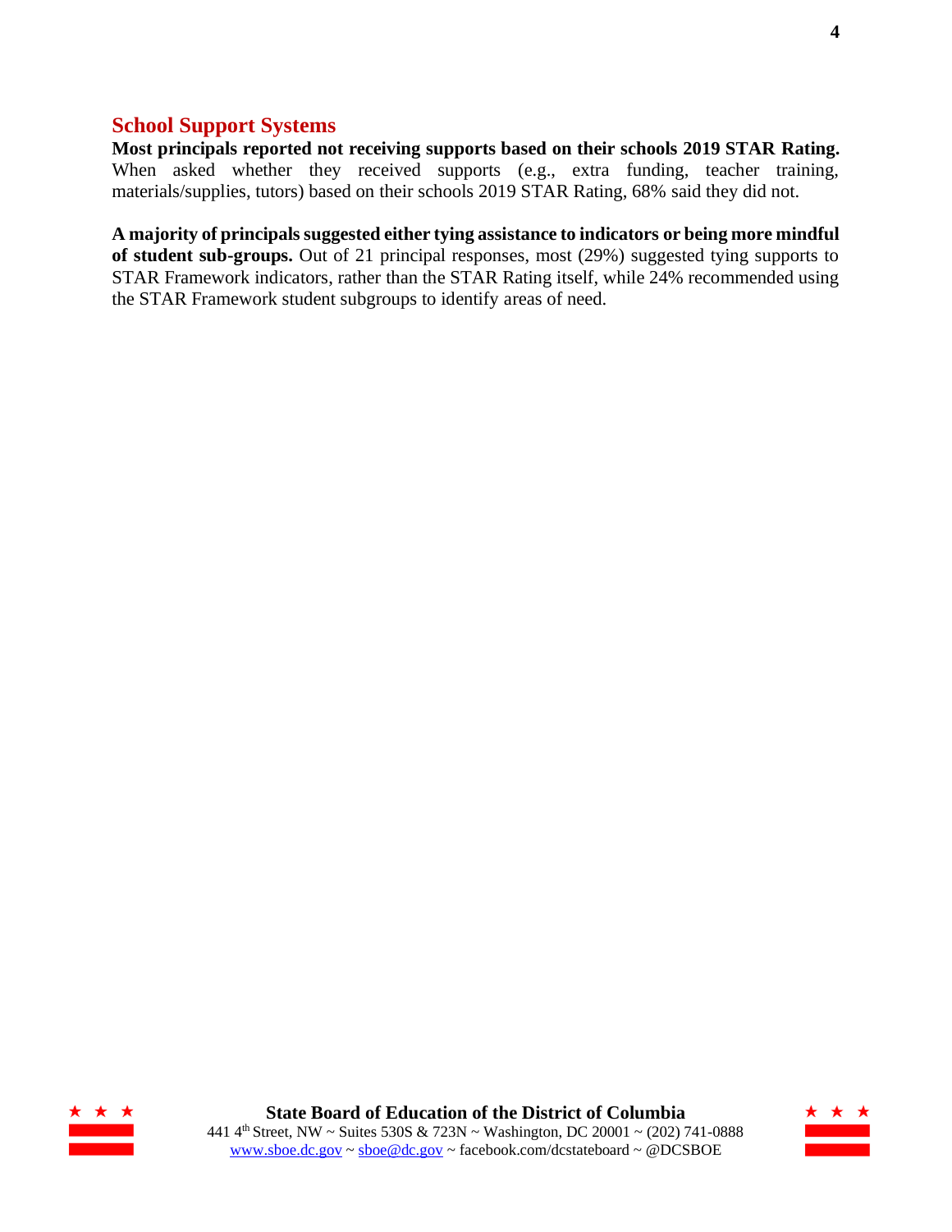## School Support Systems

**Most principals reported not receiving supports based on their schools 2019 STAR Rating.** When asked whether they received supports (e.g., extra funding, teacher training, materials/supplies, tutors) based on their schools 2019 STAR Rating, 68% said they did not.

**A majority of principals suggested either tying assistance to indicators or being more mindful of student sub-groups.** Out of 21 principal responses, most (29%) suggested tying supports to STAR Framework indicators, rather than the STAR Rating itself, while 24% recommended using the STAR Framework student subgroups to identify areas of need.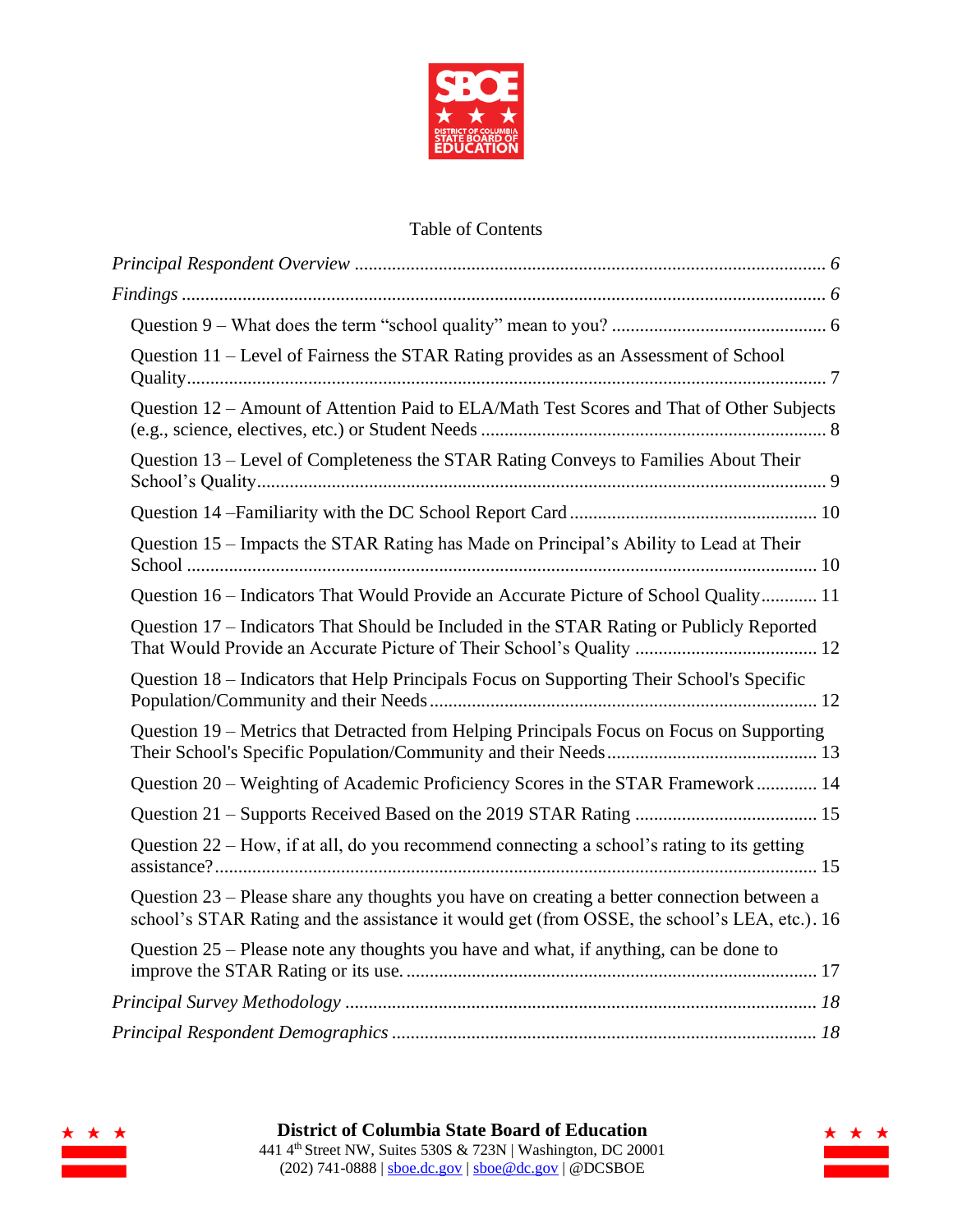Table of Contents

*Principal Respondent Overview* ........................................................................................ *6*

*Findings* ........................................................................................................................ *6*

Question 9 – What does the term "school quality" mean to you? ............................................. 6

Question 11 – Level of Fairness the STAR Rating provides as an Assessment of School Quality.......................................................................................................................... 7

Question 12 – Amount of Attention Paid to ELA/Math Test Scores and That of Other Subjects (e.g., science, electives, etc.) or Student Needs ......................................................................... 8

Question 13 – Level of Completeness the STAR Rating Conveys to Families About Their School's Quality.......................................................................................................... 9

Question 14 –Familiarity with the DC School Report Card ..................................................... 10

Question 15 – Impacts the STAR Rating has Made on Principal's Ability to Lead at Their School ...................................................................................................................... 10

Question 16 – Indicators That Would Provide an Accurate Picture of School Quality............ 11

Question 17 – Indicators That Should be Included in the STAR Rating or Publicly Reported That Would Provide an Accurate Picture of Their School's Quality ...................................... 12

Question 18 – Indicators that Help Principals Focus on Supporting Their School's Specific Population/Community and their Needs................................................................................. 12

Question 19 – Metrics that Detracted from Helping Principals Focus on Focus on Supporting Their School's Specific Population/Community and their Needs............................................ 13

Question 20 – Weighting of Academic Proficiency Scores in the STAR Framework............. 14

Question 21 – Supports Received Based on the 2019 STAR Rating ....................................... 15

Question 22 – How, if at all, do you recommend connecting a school's rating to its getting assistance?............................................................................................................... 15

Question 23 – Please share any thoughts you have on creating a better connection between a school's STAR Rating and the assistance it would get (from OSSE, the school's LEA, etc.). 16

Question 25 – Please note any thoughts you have and what, if anything, can be done to improve the STAR Rating or its use. ....................................................................................... 17

*Principal Survey Methodology* .................................................................................... *18*

*Principal Respondent Demographics* .......................................................................... *18*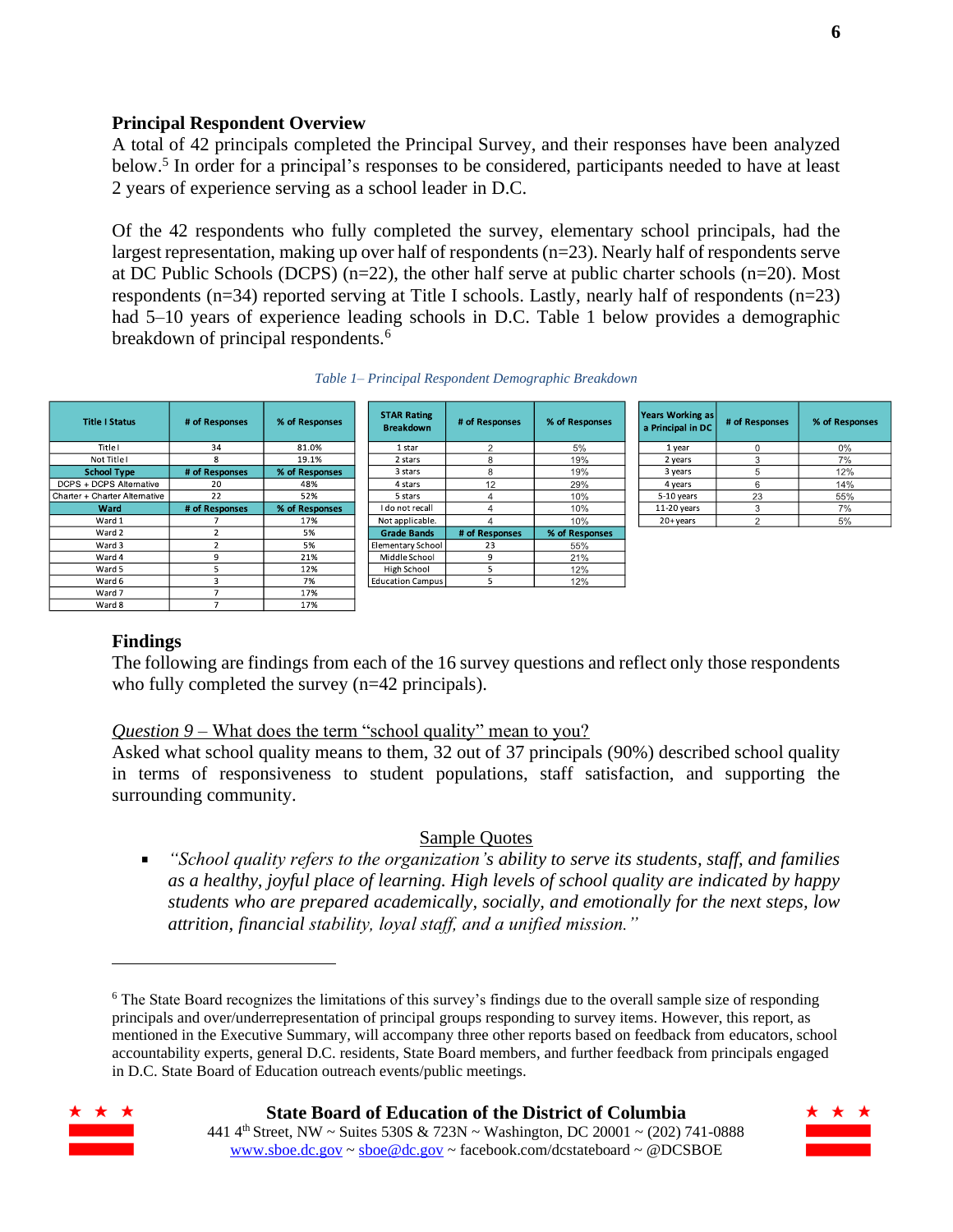**Principal Respondent Overview**

A total of 42 principals completed the Principal Survey, and their responses have been analyzed below.[5] In order for a principal's responses to be considered, participants needed to have at least 2 years of experience serving as a school leader in D.C.

Of the 42 respondents who fully completed the survey, elementary school principals, had the largest representation, making up over half of respondents (n=23). Nearly half of respondents serve at DC Public Schools (DCPS) (n=22), the other half serve at public charter schools (n=20). Most respondents (n=34) reported serving at Title I schools. Lastly, nearly half of respondents (n=23) had 5–10 years of experience leading schools in D.C. Table 1 below provides a demographic breakdown of principal respondents.[6]

*Table 1– Principal Respondent Demographic Breakdown*

| Title I Status | # of Responses | % of Responses |
|---|---|---|
| Title I | 34 | 81.0% |
| Not Title I | 8 | 19.1% |
| **School Type** | **# of Responses** | **% of Responses** |
| DCPS + DCPS Alternative | 20 | 48% |
| Charter + Charter Alternative | 22 | 52% |
| **Ward** | **# of Responses** | **% of Responses** |
| Ward 1 | 7 | 17% |
| Ward 2 | 2 | 5% |
| Ward 3 | 2 | 5% |
| Ward 4 | 9 | 21% |
| Ward 5 | 5 | 12% |
| Ward 6 | 3 | 7% |
| Ward 7 | 7 | 17% |
| Ward 8 | 7 | 17% |

| STAR Rating Breakdown | # of Responses | % of Responses |
|---|---|---|
| 1 star | 2 | 5% |
| 2 stars | 8 | 19% |
| 3 stars | 8 | 19% |
| 4 stars | 12 | 29% |
| 5 stars | 4 | 10% |
| I do not recall | 4 | 10% |
| Not applicable. | 4 | 10% |
| **Grade Bands** | **# of Responses** | **% of Responses** |
| Elementary School | 23 | 55% |
| Middle School | 9 | 21% |
| High School | 5 | 12% |
| Education Campus | 5 | 12% |

| Years Working as a Principal in DC | # of Responses | % of Responses |
|---|---|---|
| 1 year | 0 | 0% |
| 2 years | 3 | 7% |
| 3 years | 5 | 12% |
| 4 years | 6 | 14% |
| 5-10 years | 23 | 55% |
| 11-20 years | 3 | 7% |
| 20+ years | 2 | 5% |

**Findings**

The following are findings from each of the 16 survey questions and reflect only those respondents who fully completed the survey (n=42 principals).

*Question 9* – What does the term "school quality" mean to you?

Asked what school quality means to them, 32 out of 37 principals (90%) described school quality in terms of responsiveness to student populations, staff satisfaction, and supporting the surrounding community.

Sample Quotes

- *"School quality refers to the organization's ability to serve its students, staff, and families as a healthy, joyful place of learning. High levels of school quality are indicated by happy students who are prepared academically, socially, and emotionally for the next steps, low attrition, financial stability, loyal staff, and a unified mission."*

---

[6] The State Board recognizes the limitations of this survey's findings due to the overall sample size of responding principals and over/underrepresentation of principal groups responding to survey items. However, this report, as mentioned in the Executive Summary, will accompany three other reports based on feedback from educators, school accountability experts, general D.C. residents, State Board members, and further feedback from principals engaged in D.C. State Board of Education outreach events/public meetings.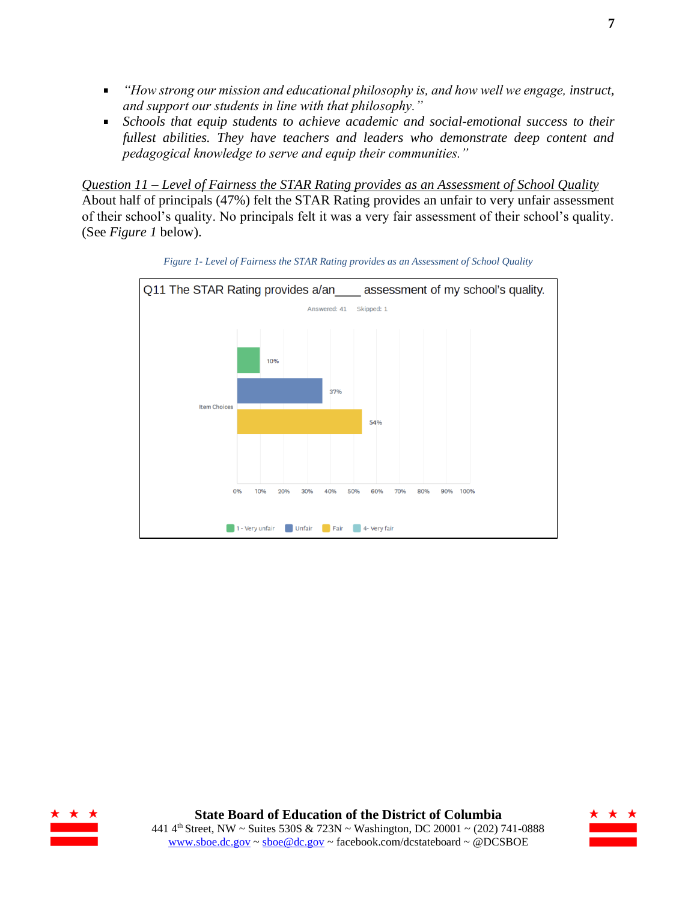- *"How strong our mission and educational philosophy is, and how well we engage, instruct, and support our students in line with that philosophy."*
- *Schools that equip students to achieve academic and social-emotional success to their fullest abilities. They have teachers and leaders who demonstrate deep content and pedagogical knowledge to serve and equip their communities."*

*Question 11 – Level of Fairness the STAR Rating provides as an Assessment of School Quality*

About half of principals (47%) felt the STAR Rating provides an unfair to very unfair assessment of their school's quality. No principals felt it was a very fair assessment of their school's quality. (See *Figure 1* below).

*Figure 1- Level of Fairness the STAR Rating provides as an Assessment of School Quality*

Q11 The STAR Rating provides a/an____ assessment of my school's quality.

Answered: 41 Skipped: 1

| Item Choices | Percent |
| --- | --- |
| 1 - Very unfair | 10% |
| Unfair | 37% |
| Fair | 54% |
| 4- Very fair | |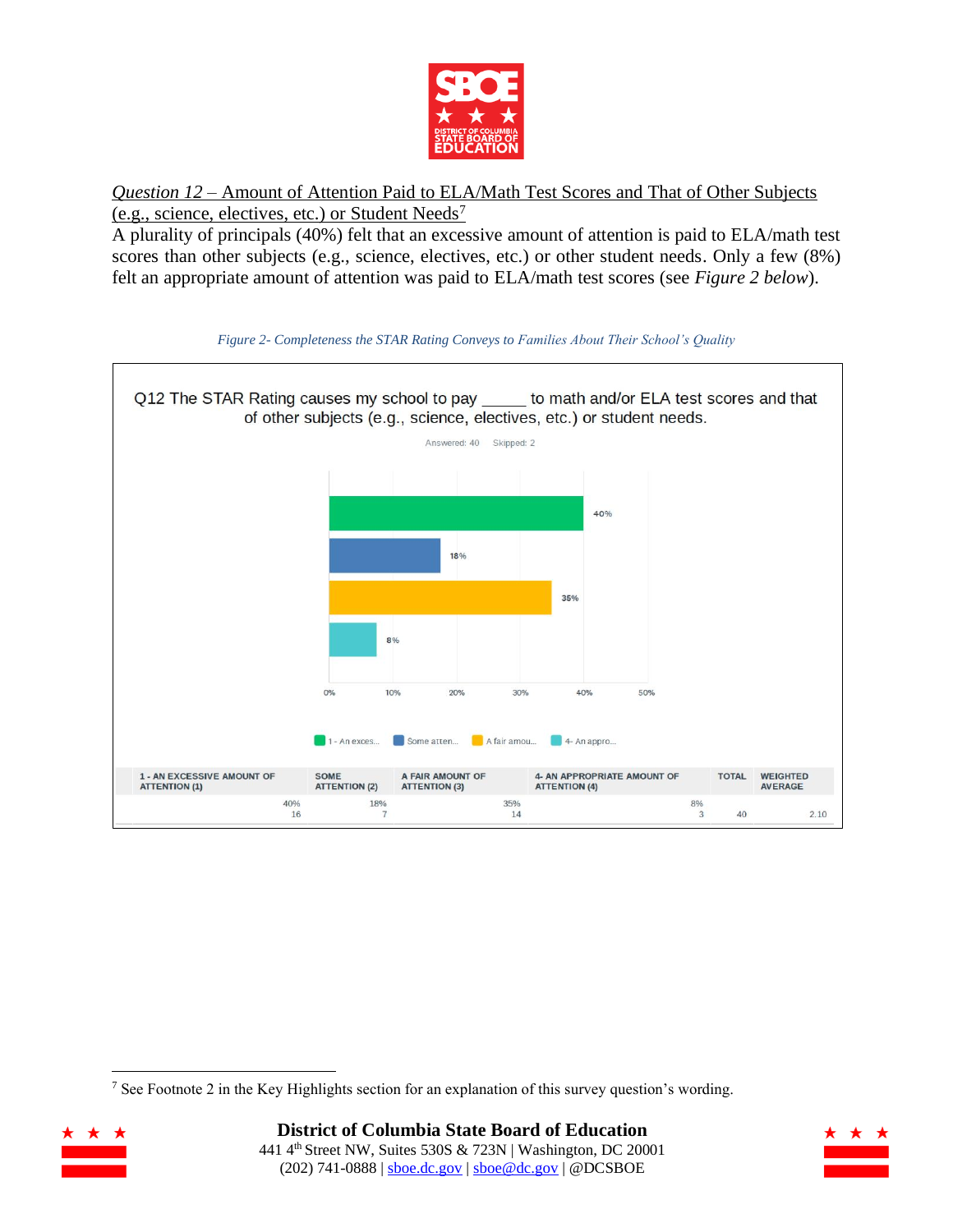*Question 12* – Amount of Attention Paid to ELA/Math Test Scores and That of Other Subjects (e.g., science, electives, etc.) or Student Needs[7]

A plurality of principals (40%) felt that an excessive amount of attention is paid to ELA/math test scores than other subjects (e.g., science, electives, etc.) or other student needs. Only a few (8%) felt an appropriate amount of attention was paid to ELA/math test scores (see *Figure 2 below*).

*Figure 2- Completeness the STAR Rating Conveys to Families About Their School's Quality*

Q12 The STAR Rating causes my school to pay _____ to math and/or ELA test scores and that of other subjects (e.g., science, electives, etc.) or student needs.

Answered: 40 Skipped: 2

| 1 - AN EXCESSIVE AMOUNT OF ATTENTION (1) | SOME ATTENTION (2) | A FAIR AMOUNT OF ATTENTION (3) | 4- AN APPROPRIATE AMOUNT OF ATTENTION (4) | TOTAL | WEIGHTED AVERAGE |
|---|---|---|---|---|---|
| 40% 16 | 18% 7 | 35% 14 | 8% 3 | 40 | 2.10 |

[7] See Footnote 2 in the Key Highlights section for an explanation of this survey question's wording.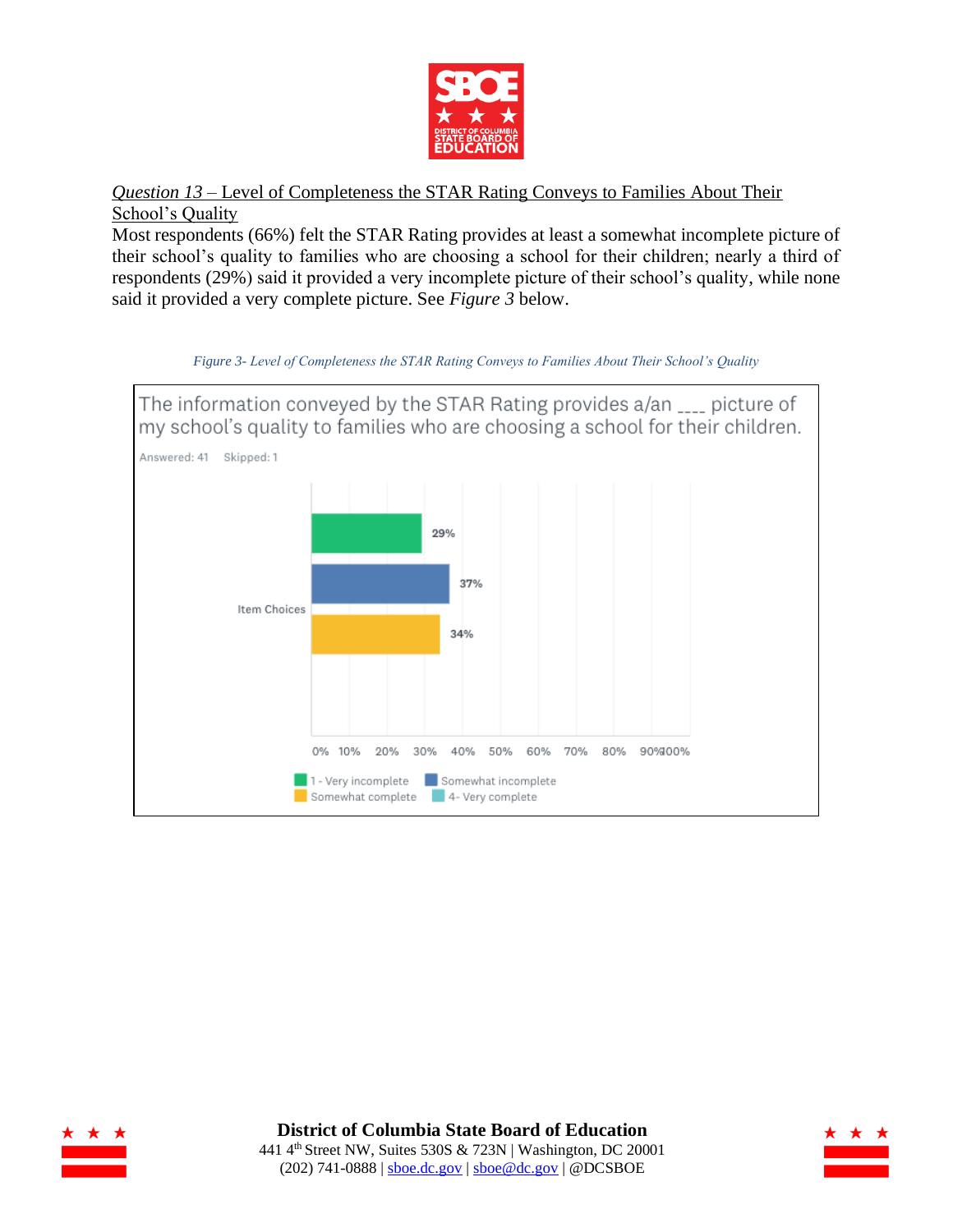*Question 13* – Level of Completeness the STAR Rating Conveys to Families About Their School's Quality

Most respondents (66%) felt the STAR Rating provides at least a somewhat incomplete picture of their school's quality to families who are choosing a school for their children; nearly a third of respondents (29%) said it provided a very incomplete picture of their school's quality, while none said it provided a very complete picture. See *Figure 3* below.

*Figure 3- Level of Completeness the STAR Rating Conveys to Families About Their School's Quality*

The information conveyed by the STAR Rating provides a/an ____ picture of my school's quality to families who are choosing a school for their children.

Answered: 41 Skipped: 1

| Item Choices | Percent |
|---|---|
| 1 - Very incomplete | 29% |
| Somewhat incomplete | 37% |
| Somewhat complete | 34% |
| 4- Very complete | |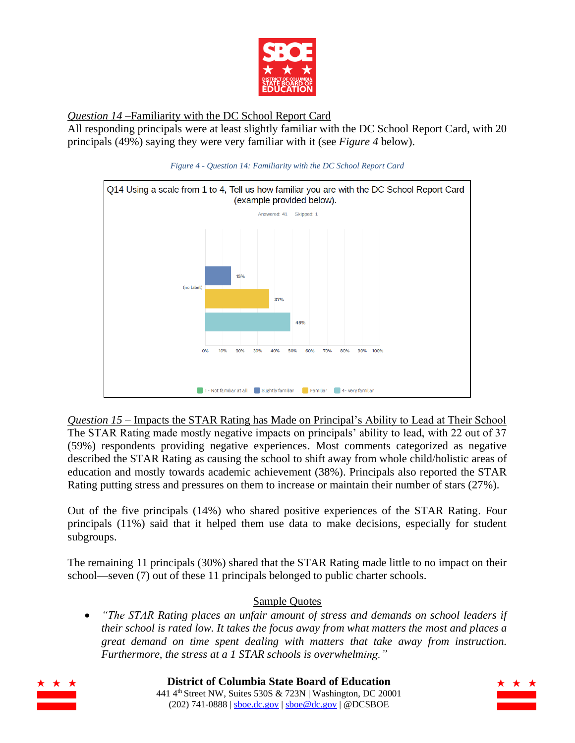*Question 14* –Familiarity with the DC School Report Card

All responding principals were at least slightly familiar with the DC School Report Card, with 20 principals (49%) saying they were very familiar with it (see *Figure 4* below).

*Figure 4 - Question 14: Familiarity with the DC School Report Card*

Q14 Using a scale from 1 to 4, Tell us how familiar you are with the DC School Report Card (example provided below).

Answered: 41 Skipped: 1

| (no label) | |
|---|---|
| 1 - Not familiar at all | |
| Slightly familiar | 15% |
| Familiar | 37% |
| 4- Very familiar | 49% |

*Question 15* – Impacts the STAR Rating has Made on Principal's Ability to Lead at Their School

The STAR Rating made mostly negative impacts on principals' ability to lead, with 22 out of 37 (59%) respondents providing negative experiences. Most comments categorized as negative described the STAR Rating as causing the school to shift away from whole child/holistic areas of education and mostly towards academic achievement (38%). Principals also reported the STAR Rating putting stress and pressures on them to increase or maintain their number of stars (27%).

Out of the five principals (14%) who shared positive experiences of the STAR Rating. Four principals (11%) said that it helped them use data to make decisions, especially for student subgroups.

The remaining 11 principals (30%) shared that the STAR Rating made little to no impact on their school—seven (7) out of these 11 principals belonged to public charter schools.

Sample Quotes

- *"The STAR Rating places an unfair amount of stress and demands on school leaders if their school is rated low. It takes the focus away from what matters the most and places a great demand on time spent dealing with matters that take away from instruction. Furthermore, the stress at a 1 STAR schools is overwhelming."*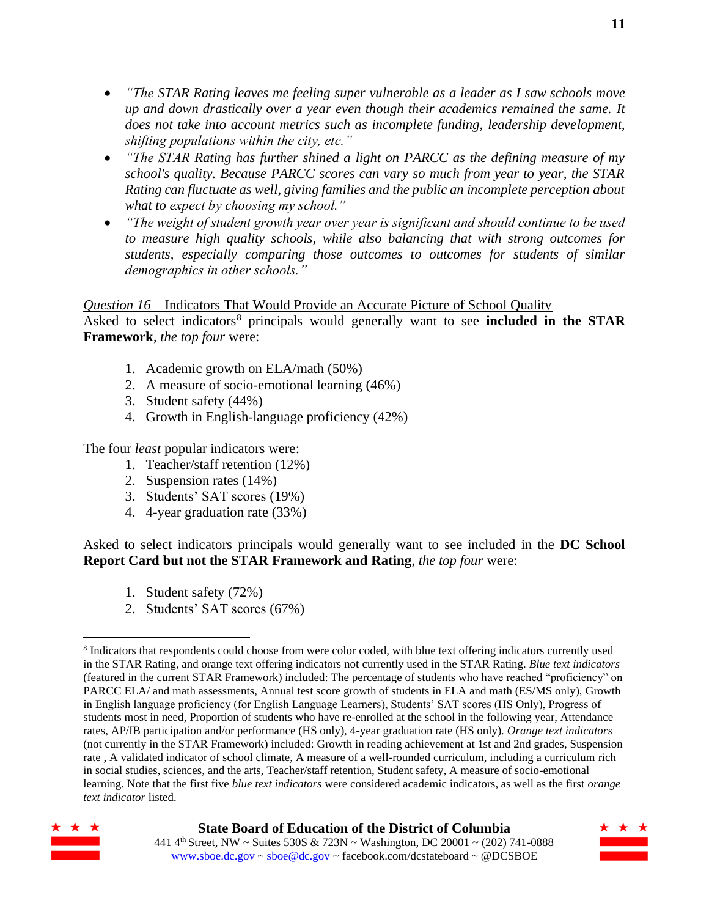- *"The STAR Rating leaves me feeling super vulnerable as a leader as I saw schools move up and down drastically over a year even though their academics remained the same. It does not take into account metrics such as incomplete funding, leadership development, shifting populations within the city, etc."*
- *"The STAR Rating has further shined a light on PARCC as the defining measure of my school's quality. Because PARCC scores can vary so much from year to year, the STAR Rating can fluctuate as well, giving families and the public an incomplete perception about what to expect by choosing my school."*
- *"The weight of student growth year over year is significant and should continue to be used to measure high quality schools, while also balancing that with strong outcomes for students, especially comparing those outcomes to outcomes for students of similar demographics in other schools."*

*Question 16* – Indicators That Would Provide an Accurate Picture of School Quality

Asked to select indicators[8] principals would generally want to see **included in the STAR Framework**, *the top four* were:

1. Academic growth on ELA/math (50%)
2. A measure of socio-emotional learning (46%)
3. Student safety (44%)
4. Growth in English-language proficiency (42%)

The four *least* popular indicators were:

1. Teacher/staff retention (12%)
2. Suspension rates (14%)
3. Students' SAT scores (19%)
4. 4-year graduation rate (33%)

Asked to select indicators principals would generally want to see included in the **DC School Report Card but not the STAR Framework and Rating**, *the top four* were:

1. Student safety (72%)
2. Students' SAT scores (67%)

[8] Indicators that respondents could choose from were color coded, with blue text offering indicators currently used in the STAR Rating, and orange text offering indicators not currently used in the STAR Rating. *Blue text indicators* (featured in the current STAR Framework) included: The percentage of students who have reached "proficiency" on PARCC ELA/ and math assessments, Annual test score growth of students in ELA and math (ES/MS only), Growth in English language proficiency (for English Language Learners), Students' SAT scores (HS Only), Progress of students most in need, Proportion of students who have re-enrolled at the school in the following year, Attendance rates, AP/IB participation and/or performance (HS only), 4-year graduation rate (HS only). *Orange text indicators* (not currently in the STAR Framework) included: Growth in reading achievement at 1st and 2nd grades, Suspension rate , A validated indicator of school climate, A measure of a well-rounded curriculum, including a curriculum rich in social studies, sciences, and the arts, Teacher/staff retention, Student safety, A measure of socio-emotional learning. Note that the first five *blue text indicators* were considered academic indicators, as well as the first *orange text indicator* listed.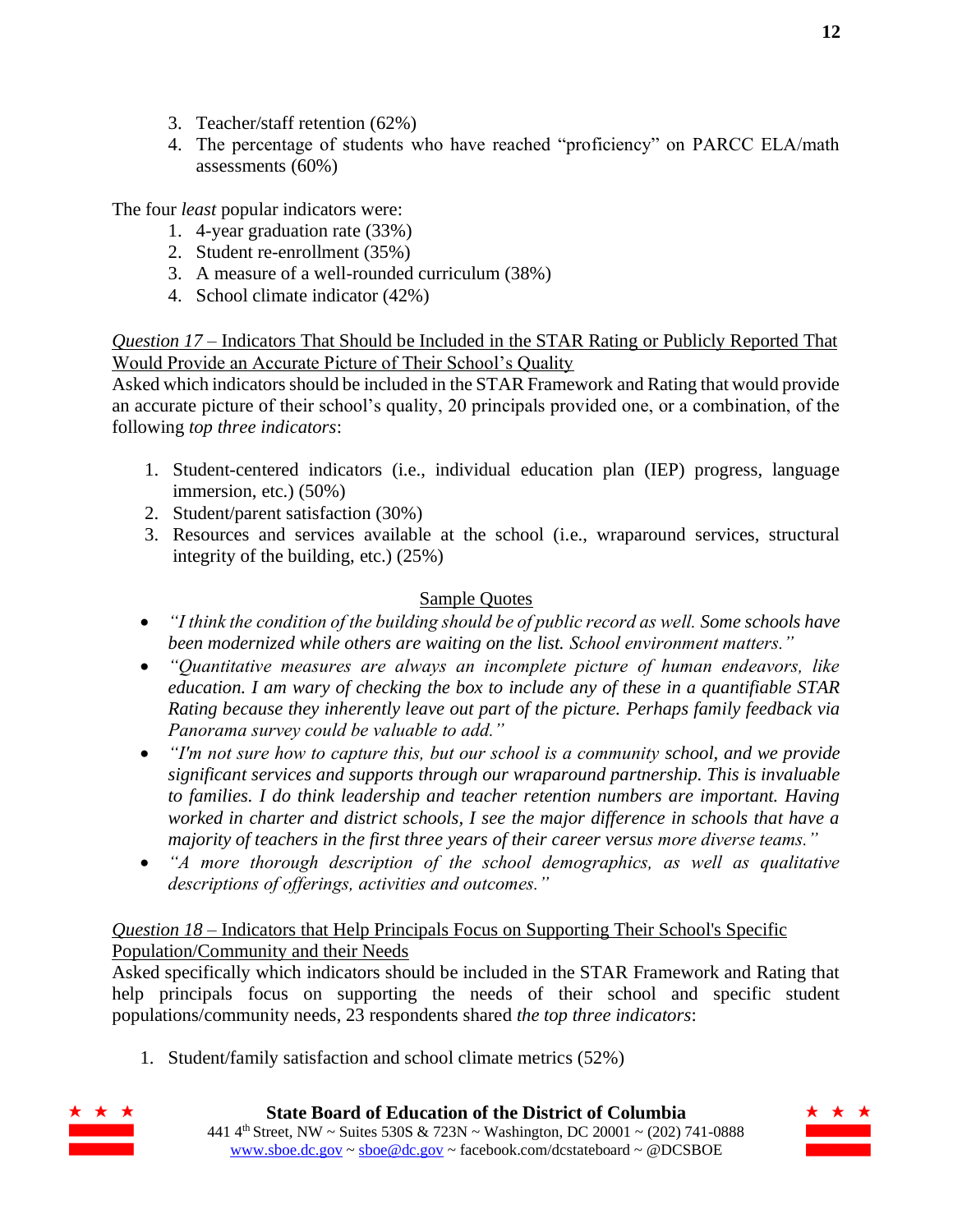3. Teacher/staff retention (62%)
4. The percentage of students who have reached “proficiency” on PARCC ELA/math assessments (60%)

The four *least* popular indicators were:

1. 4-year graduation rate (33%)
2. Student re-enrollment (35%)
3. A measure of a well-rounded curriculum (38%)
4. School climate indicator (42%)

*Question 17* – Indicators That Should be Included in the STAR Rating or Publicly Reported That Would Provide an Accurate Picture of Their School’s Quality

Asked which indicators should be included in the STAR Framework and Rating that would provide an accurate picture of their school’s quality, 20 principals provided one, or a combination, of the following *top three indicators*:

1. Student-centered indicators (i.e., individual education plan (IEP) progress, language immersion, etc.) (50%)
2. Student/parent satisfaction (30%)
3. Resources and services available at the school (i.e., wraparound services, structural integrity of the building, etc.) (25%)

Sample Quotes

- *“I think the condition of the building should be of public record as well. Some schools have been modernized while others are waiting on the list. School environment matters.”*
- *“Quantitative measures are always an incomplete picture of human endeavors, like education. I am wary of checking the box to include any of these in a quantifiable STAR Rating because they inherently leave out part of the picture. Perhaps family feedback via Panorama survey could be valuable to add.”*
- *“I'm not sure how to capture this, but our school is a community school, and we provide significant services and supports through our wraparound partnership. This is invaluable to families. I do think leadership and teacher retention numbers are important. Having worked in charter and district schools, I see the major difference in schools that have a majority of teachers in the first three years of their career versus more diverse teams.”*
- *“A more thorough description of the school demographics, as well as qualitative descriptions of offerings, activities and outcomes.”*

*Question 18* – Indicators that Help Principals Focus on Supporting Their School's Specific Population/Community and their Needs

Asked specifically which indicators should be included in the STAR Framework and Rating that help principals focus on supporting the needs of their school and specific student populations/community needs, 23 respondents shared *the top three indicators*:

1. Student/family satisfaction and school climate metrics (52%)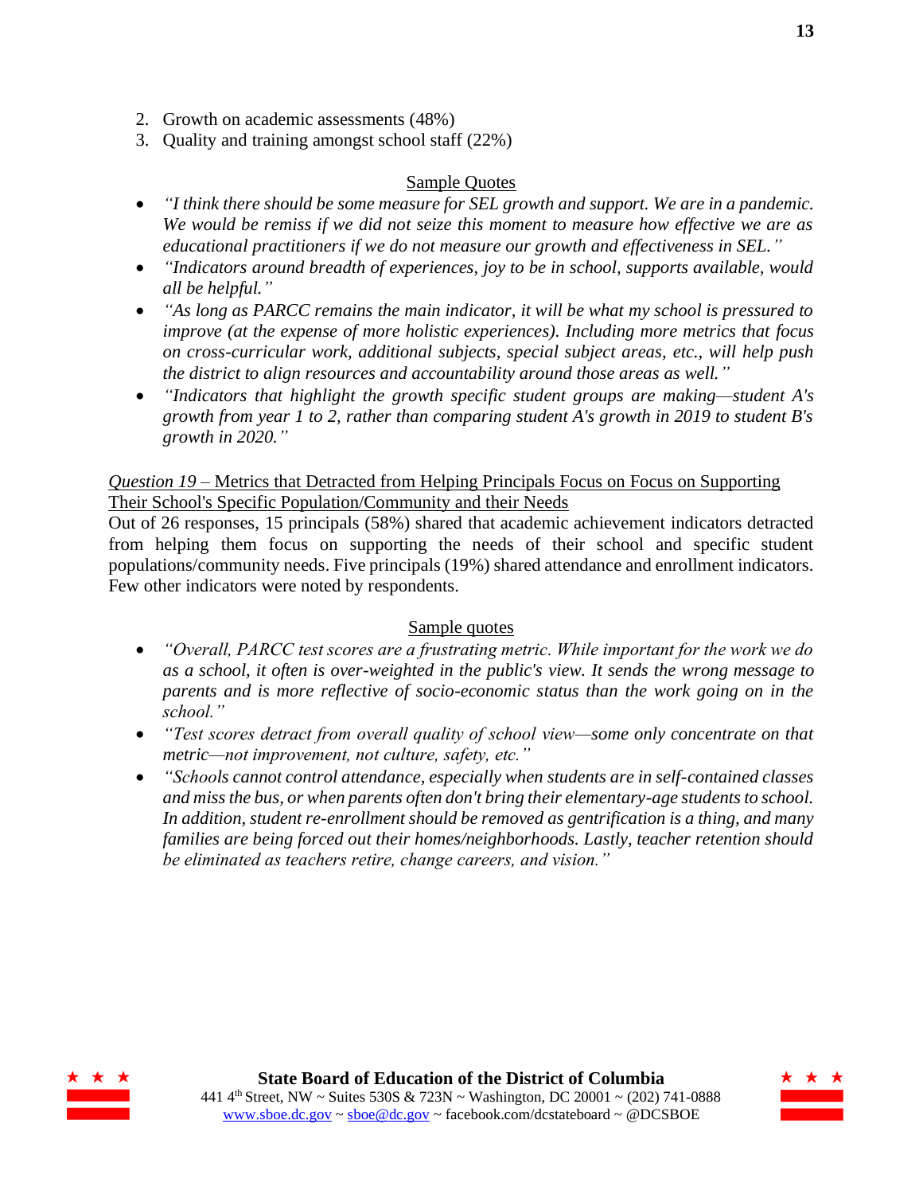2. Growth on academic assessments (48%)
3. Quality and training amongst school staff (22%)

<u>Sample Quotes</u>

- *"I think there should be some measure for SEL growth and support. We are in a pandemic. We would be remiss if we did not seize this moment to measure how effective we are as educational practitioners if we do not measure our growth and effectiveness in SEL."*
- *"Indicators around breadth of experiences, joy to be in school, supports available, would all be helpful."*
- *"As long as PARCC remains the main indicator, it will be what my school is pressured to improve (at the expense of more holistic experiences). Including more metrics that focus on cross-curricular work, additional subjects, special subject areas, etc., will help push the district to align resources and accountability around those areas as well."*
- *"Indicators that highlight the growth specific student groups are making—student A's growth from year 1 to 2, rather than comparing student A's growth in 2019 to student B's growth in 2020."*

*Question 19* – <u>Metrics that Detracted from Helping Principals Focus on Focus on Supporting Their School's Specific Population/Community and their Needs</u>

Out of 26 responses, 15 principals (58%) shared that academic achievement indicators detracted from helping them focus on supporting the needs of their school and specific student populations/community needs. Five principals (19%) shared attendance and enrollment indicators. Few other indicators were noted by respondents.

<u>Sample quotes</u>

- *"Overall, PARCC test scores are a frustrating metric. While important for the work we do as a school, it often is over-weighted in the public's view. It sends the wrong message to parents and is more reflective of socio-economic status than the work going on in the school."*
- *"Test scores detract from overall quality of school view—some only concentrate on that metric—not improvement, not culture, safety, etc."*
- *"Schools cannot control attendance, especially when students are in self-contained classes and miss the bus, or when parents often don't bring their elementary-age students to school. In addition, student re-enrollment should be removed as gentrification is a thing, and many families are being forced out their homes/neighborhoods. Lastly, teacher retention should be eliminated as teachers retire, change careers, and vision."*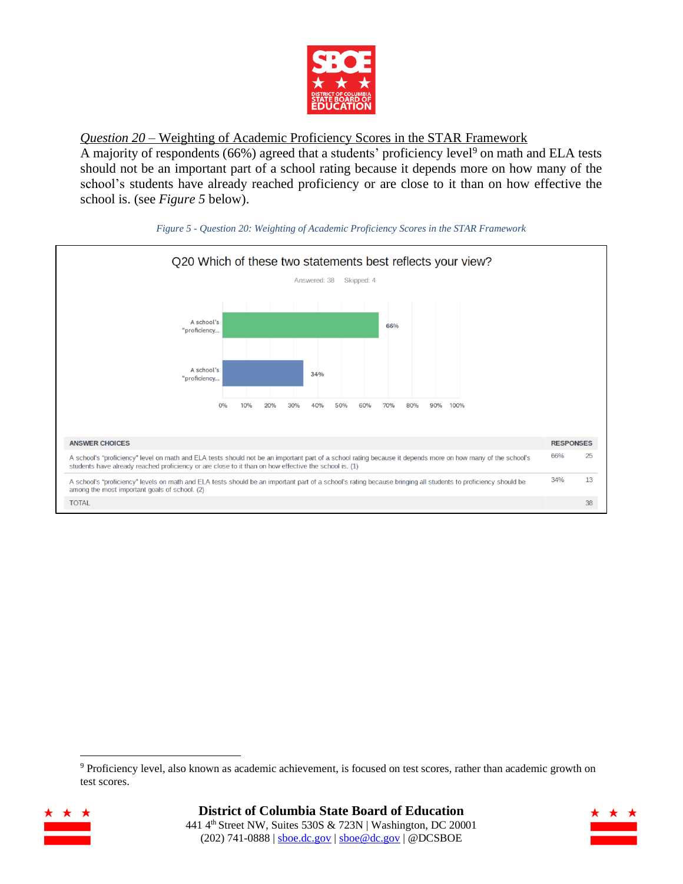*Question 20* – Weighting of Academic Proficiency Scores in the STAR Framework

A majority of respondents (66%) agreed that a students' proficiency level[9] on math and ELA tests should not be an important part of a school rating because it depends more on how many of the school's students have already reached proficiency or are close to it than on how effective the school is. (see *Figure 5* below).

*Figure 5 - Question 20: Weighting of Academic Proficiency Scores in the STAR Framework*

Q20 Which of these two statements best reflects your view?

Answered: 38 Skipped: 4

| ANSWER CHOICES | RESPONSES | |
|---|---|---|
| A school's "proficiency" level on math and ELA tests should not be an important part of a school rating because it depends more on how many of the school's students have already reached proficiency or are close to it than on how effective the school is. (1) | 66% | 25 |
| A school's "proficiency" levels on math and ELA tests should be an important part of a school's rating because bringing all students to proficiency should be among the most important goals of school. (2) | 34% | 13 |
| TOTAL | | 38 |

[9] Proficiency level, also known as academic achievement, is focused on test scores, rather than academic growth on test scores.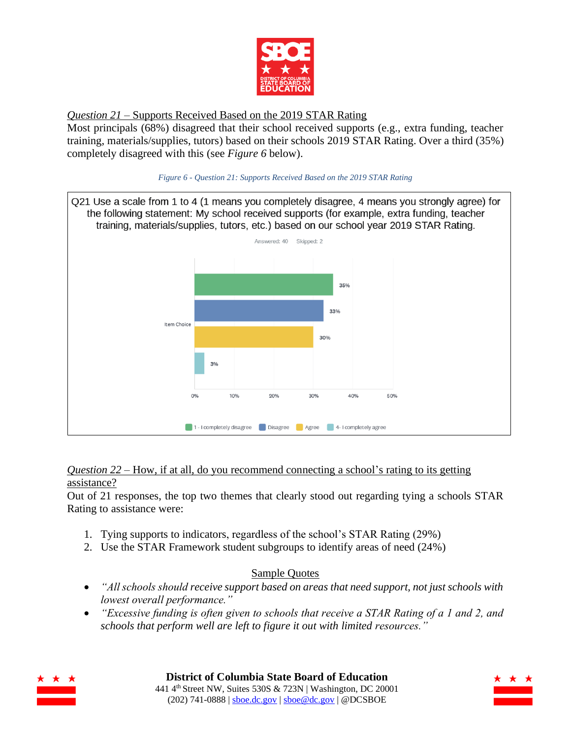*Question 21* – Supports Received Based on the 2019 STAR Rating

Most principals (68%) disagreed that their school received supports (e.g., extra funding, teacher training, materials/supplies, tutors) based on their schools 2019 STAR Rating. Over a third (35%) completely disagreed with this (see *Figure 6* below).

*Figure 6 - Question 21: Supports Received Based on the 2019 STAR Rating*

Q21 Use a scale from 1 to 4 (1 means you completely disagree, 4 means you strongly agree) for the following statement: My school received supports (for example, extra funding, teacher training, materials/supplies, tutors, etc.) based on our school year 2019 STAR Rating.

Answered: 40 Skipped: 2

| Item Choice | Percent |
| --- | --- |
| 1 - I completely disagree | 35% |
| Disagree | 33% |
| Agree | 30% |
| 4- I completely agree | 3% |

*Question 22* – How, if at all, do you recommend connecting a school's rating to its getting assistance?

Out of 21 responses, the top two themes that clearly stood out regarding tying a schools STAR Rating to assistance were:

1. Tying supports to indicators, regardless of the school's STAR Rating (29%)
2. Use the STAR Framework student subgroups to identify areas of need (24%)

Sample Quotes

- *"All schools should receive support based on areas that need support, not just schools with lowest overall performance."*
- *"Excessive funding is often given to schools that receive a STAR Rating of a 1 and 2, and schools that perform well are left to figure it out with limited resources."*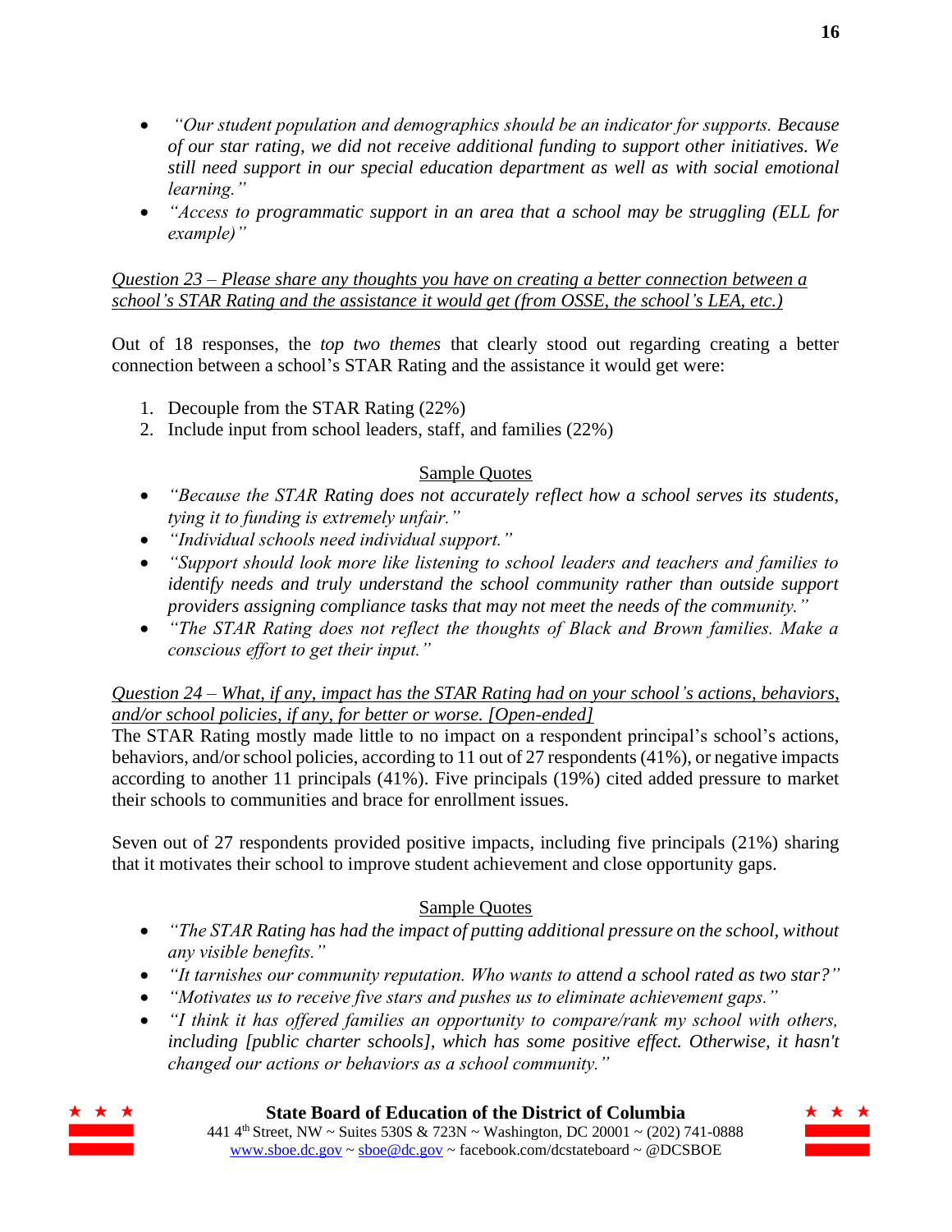- *"Our student population and demographics should be an indicator for supports. Because of our star rating, we did not receive additional funding to support other initiatives. We still need support in our special education department as well as with social emotional learning."*
- *"Access to programmatic support in an area that a school may be struggling (ELL for example)"*

<u>*Question 23 – Please share any thoughts you have on creating a better connection between a school's STAR Rating and the assistance it would get (from OSSE, the school's LEA, etc.)*</u>

Out of 18 responses, the *top two themes* that clearly stood out regarding creating a better connection between a school's STAR Rating and the assistance it would get were:

1. Decouple from the STAR Rating (22%)
2. Include input from school leaders, staff, and families (22%)

<u>Sample Quotes</u>

- *"Because the STAR Rating does not accurately reflect how a school serves its students, tying it to funding is extremely unfair."*
- *"Individual schools need individual support."*
- *"Support should look more like listening to school leaders and teachers and families to identify needs and truly understand the school community rather than outside support providers assigning compliance tasks that may not meet the needs of the community."*
- *"The STAR Rating does not reflect the thoughts of Black and Brown families. Make a conscious effort to get their input."*

<u>*Question 24 – What, if any, impact has the STAR Rating had on your school's actions, behaviors, and/or school policies, if any, for better or worse. [Open-ended]*</u>

The STAR Rating mostly made little to no impact on a respondent principal's school's actions, behaviors, and/or school policies, according to 11 out of 27 respondents (41%), or negative impacts according to another 11 principals (41%). Five principals (19%) cited added pressure to market their schools to communities and brace for enrollment issues.

Seven out of 27 respondents provided positive impacts, including five principals (21%) sharing that it motivates their school to improve student achievement and close opportunity gaps.

<u>Sample Quotes</u>

- *"The STAR Rating has had the impact of putting additional pressure on the school, without any visible benefits."*
- *"It tarnishes our community reputation. Who wants to attend a school rated as two star?"*
- *"Motivates us to receive five stars and pushes us to eliminate achievement gaps."*
- *"I think it has offered families an opportunity to compare/rank my school with others, including [public charter schools], which has some positive effect. Otherwise, it hasn't changed our actions or behaviors as a school community."*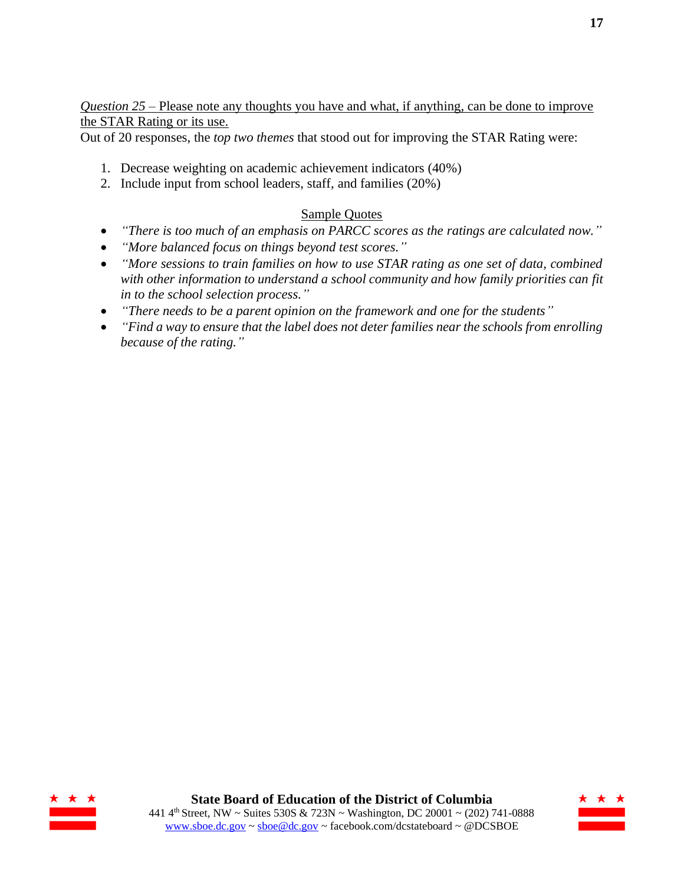*Question 25* – Please note any thoughts you have and what, if anything, can be done to improve the STAR Rating or its use.

Out of 20 responses, the *top two themes* that stood out for improving the STAR Rating were:

1. Decrease weighting on academic achievement indicators (40%)
2. Include input from school leaders, staff, and families (20%)

Sample Quotes

- *"There is too much of an emphasis on PARCC scores as the ratings are calculated now."*
- *"More balanced focus on things beyond test scores."*
- *"More sessions to train families on how to use STAR rating as one set of data, combined with other information to understand a school community and how family priorities can fit in to the school selection process."*
- *"There needs to be a parent opinion on the framework and one for the students"*
- *"Find a way to ensure that the label does not deter families near the schools from enrolling because of the rating."*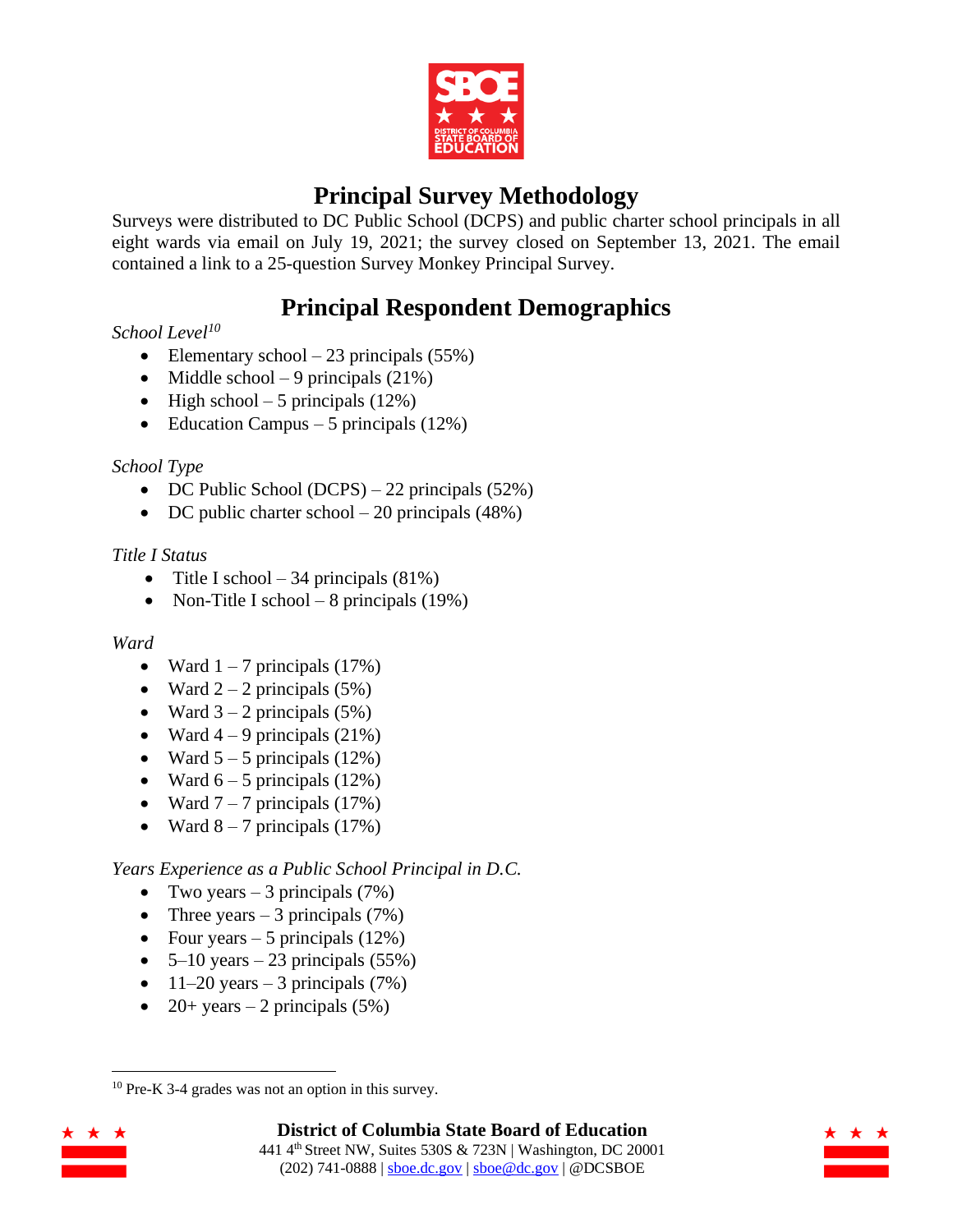# Principal Survey Methodology

Surveys were distributed to DC Public School (DCPS) and public charter school principals in all eight wards via email on July 19, 2021; the survey closed on September 13, 2021. The email contained a link to a 25-question Survey Monkey Principal Survey.

# Principal Respondent Demographics

*School Level*[10]

- Elementary school – 23 principals (55%)
- Middle school – 9 principals (21%)
- High school – 5 principals (12%)
- Education Campus – 5 principals (12%)

*School Type*

- DC Public School (DCPS) – 22 principals (52%)
- DC public charter school – 20 principals (48%)

*Title I Status*

- Title I school – 34 principals (81%)
- Non-Title I school – 8 principals (19%)

*Ward*

- Ward 1 – 7 principals (17%)
- Ward 2 – 2 principals (5%)
- Ward 3 – 2 principals (5%)
- Ward 4 – 9 principals (21%)
- Ward 5 – 5 principals (12%)
- Ward 6 – 5 principals (12%)
- Ward 7 – 7 principals (17%)
- Ward 8 – 7 principals (17%)

*Years Experience as a Public School Principal in D.C.*

- Two years – 3 principals (7%)
- Three years – 3 principals (7%)
- Four years – 5 principals (12%)
- 5–10 years – 23 principals (55%)
- 11–20 years – 3 principals (7%)
- 20+ years – 2 principals (5%)

---

[10] Pre-K 3-4 grades was not an option in this survey.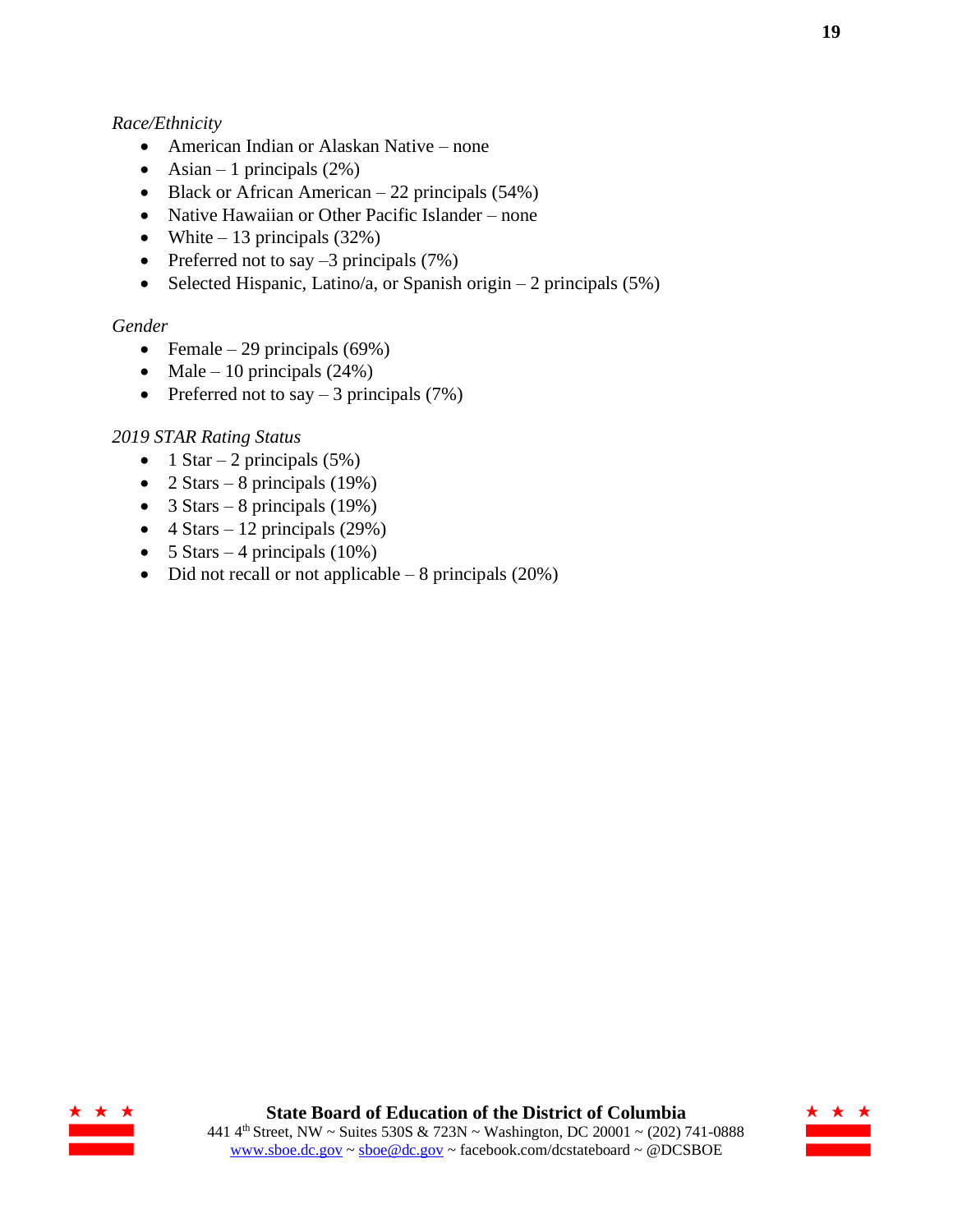*Race/Ethnicity*

- American Indian or Alaskan Native – none
- Asian – 1 principals (2%)
- Black or African American – 22 principals (54%)
- Native Hawaiian or Other Pacific Islander – none
- White – 13 principals (32%)
- Preferred not to say –3 principals (7%)
- Selected Hispanic, Latino/a, or Spanish origin – 2 principals (5%)

*Gender*

- Female – 29 principals (69%)
- Male – 10 principals (24%)
- Preferred not to say – 3 principals (7%)

*2019 STAR Rating Status*

- 1 Star – 2 principals (5%)
- 2 Stars – 8 principals (19%)
- 3 Stars – 8 principals (19%)
- 4 Stars – 12 principals (29%)
- 5 Stars – 4 principals (10%)
- Did not recall or not applicable – 8 principals (20%)